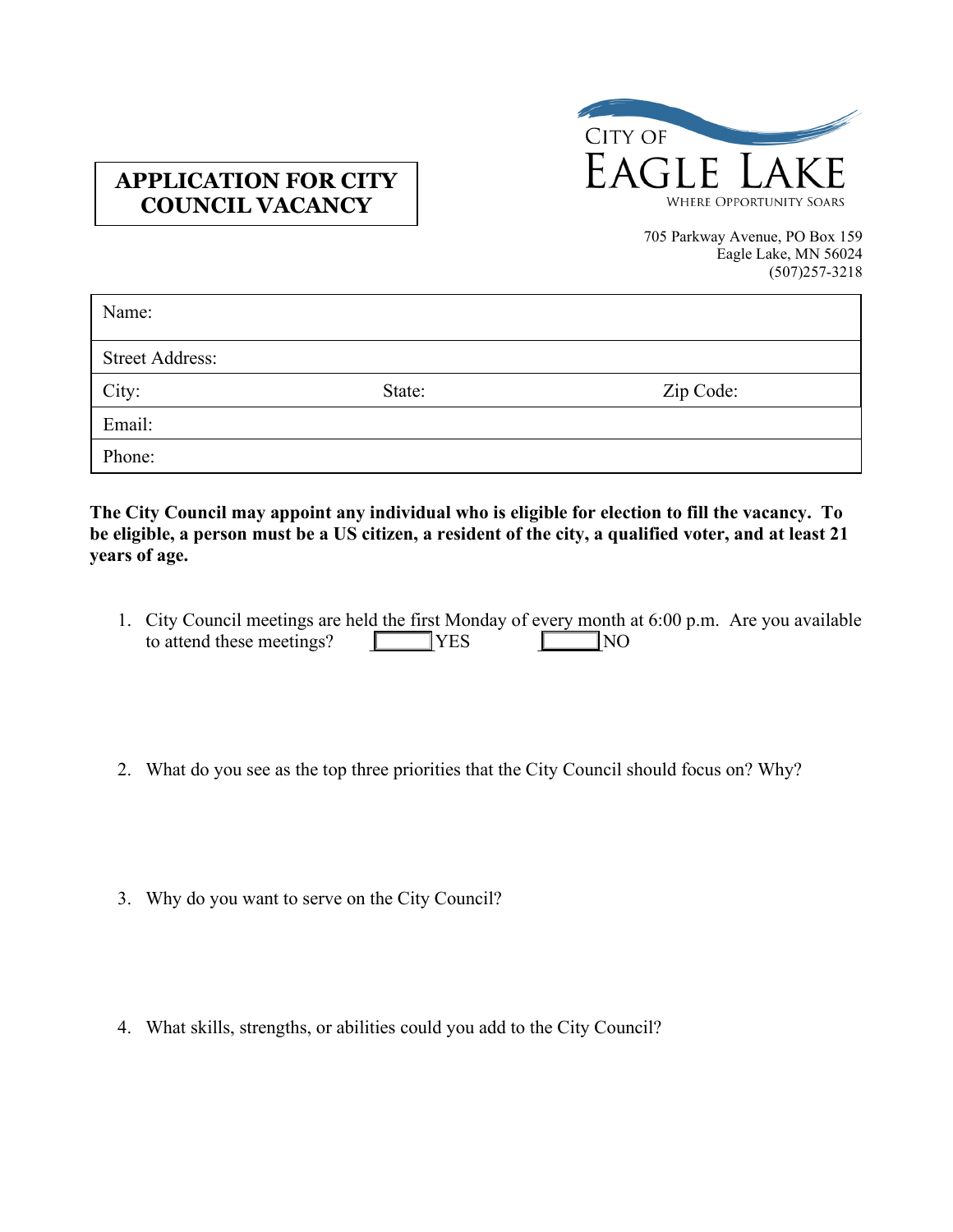# APPLICATION FOR CITY COUNCIL VACANCY

CITY OF
EAGLE LAKE
WHERE OPPORTUNITY SOARS

705 Parkway Avenue, PO Box 159
Eagle Lake, MN 56024
(507)257-3218

| Name: | | |
|---|---|---|
| Street Address: | | |
| City: | State: | Zip Code: |
| Email: | | |
| Phone: | | |

**The City Council may appoint any individual who is eligible for election to fill the vacancy. To be eligible, a person must be a US citizen, a resident of the city, a qualified voter, and at least 21 years of age.**

1. City Council meetings are held the first Monday of every month at 6:00 p.m. Are you available to attend these meetings? [ ] YES [ ] NO

2. What do you see as the top three priorities that the City Council should focus on? Why?

3. Why do you want to serve on the City Council?

4. What skills, strengths, or abilities could you add to the City Council?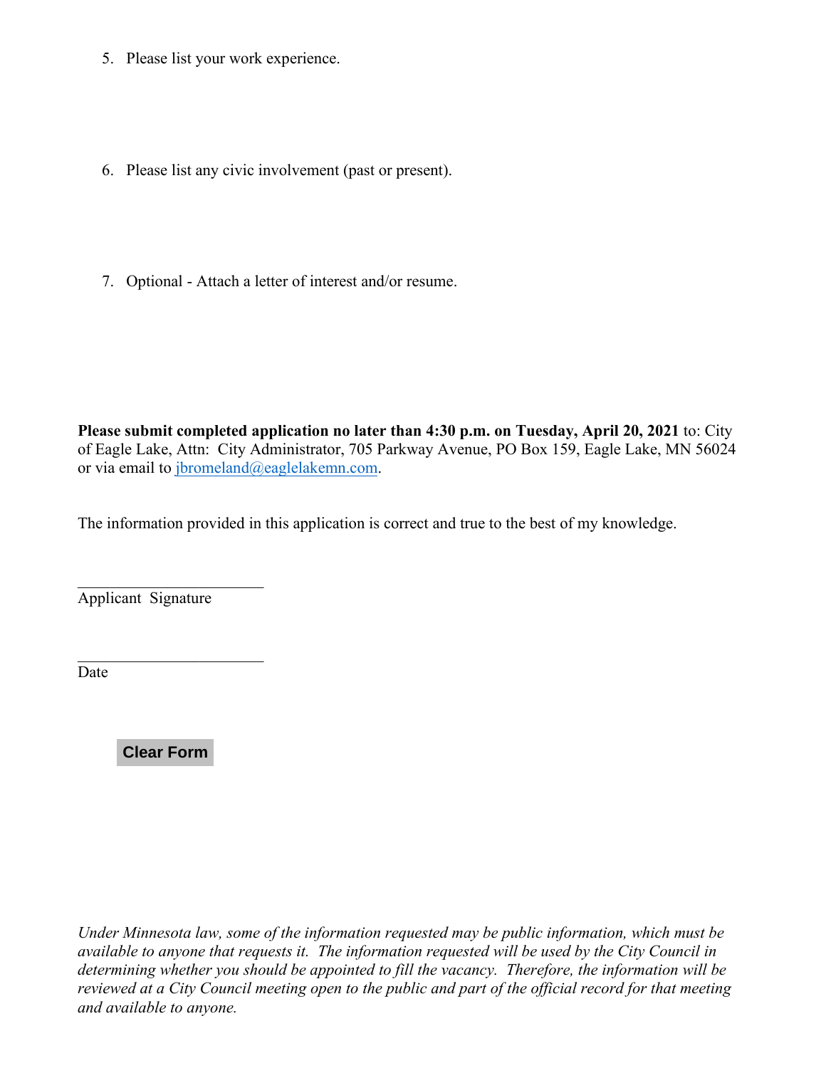5. Please list your work experience.

6. Please list any civic involvement (past or present).

7. Optional - Attach a letter of interest and/or resume.

**Please submit completed application no later than 4:30 p.m. on Tuesday, April 20, 2021** to: City of Eagle Lake, Attn: City Administrator, 705 Parkway Avenue, PO Box 159, Eagle Lake, MN 56024 or via email to jbromeland@eaglelakemn.com.

The information provided in this application is correct and true to the best of my knowledge.

______________________
Applicant Signature

______________________
Date

Clear Form

*Under Minnesota law, some of the information requested may be public information, which must be available to anyone that requests it. The information requested will be used by the City Council in determining whether you should be appointed to fill the vacancy. Therefore, the information will be reviewed at a City Council meeting open to the public and part of the official record for that meeting and available to anyone.*